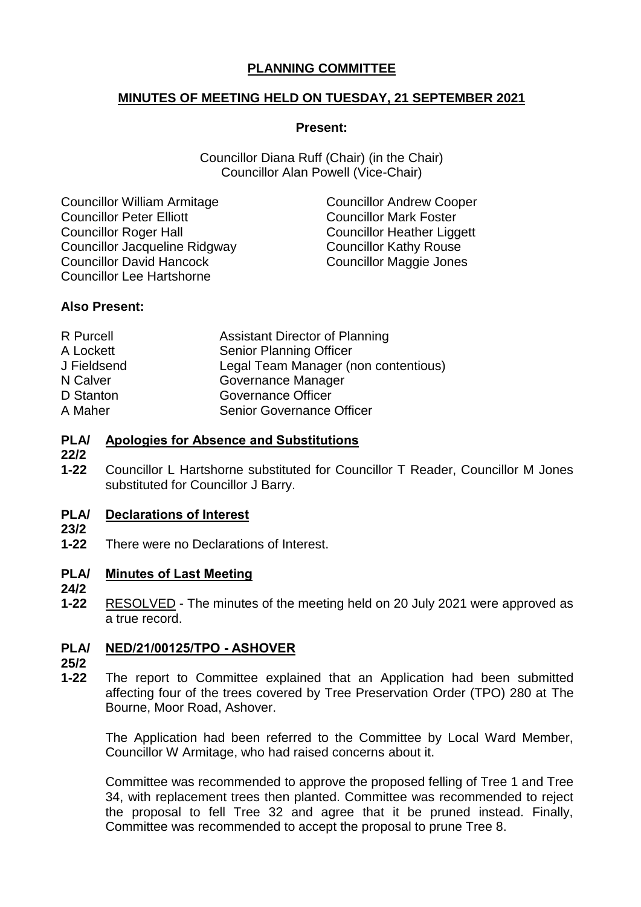# PLANNING COMMITTEE

## MINUTES OF MEETING HELD ON TUESDAY, 21 SEPTEMBER 2021

**Present:**

Councillor Diana Ruff (Chair) (in the Chair)
Councillor Alan Powell (Vice-Chair)

Councillor William Armitage
Councillor Andrew Cooper
Councillor Peter Elliott
Councillor Mark Foster
Councillor Roger Hall
Councillor Heather Liggett
Councillor Jacqueline Ridgway
Councillor Kathy Rouse
Councillor David Hancock
Councillor Maggie Jones
Councillor Lee Hartshorne

**Also Present:**

| | |
|---|---|
| R Purcell | Assistant Director of Planning |
| A Lockett | Senior Planning Officer |
| J Fieldsend | Legal Team Manager (non contentious) |
| N Calver | Governance Manager |
| D Stanton | Governance Officer |
| A Maher | Senior Governance Officer |

**PLA/22/21-22 Apologies for Absence and Substitutions**

Councillor L Hartshorne substituted for Councillor T Reader, Councillor M Jones substituted for Councillor J Barry.

**PLA/23/21-22 Declarations of Interest**

There were no Declarations of Interest.

**PLA/24/21-22 Minutes of Last Meeting**

RESOLVED - The minutes of the meeting held on 20 July 2021 were approved as a true record.

**PLA/25/21-22 NED/21/00125/TPO - ASHOVER**

The report to Committee explained that an Application had been submitted affecting four of the trees covered by Tree Preservation Order (TPO) 280 at The Bourne, Moor Road, Ashover.

The Application had been referred to the Committee by Local Ward Member, Councillor W Armitage, who had raised concerns about it.

Committee was recommended to approve the proposed felling of Tree 1 and Tree 34, with replacement trees then planted. Committee was recommended to reject the proposal to fell Tree 32 and agree that it be pruned instead. Finally, Committee was recommended to accept the proposal to prune Tree 8.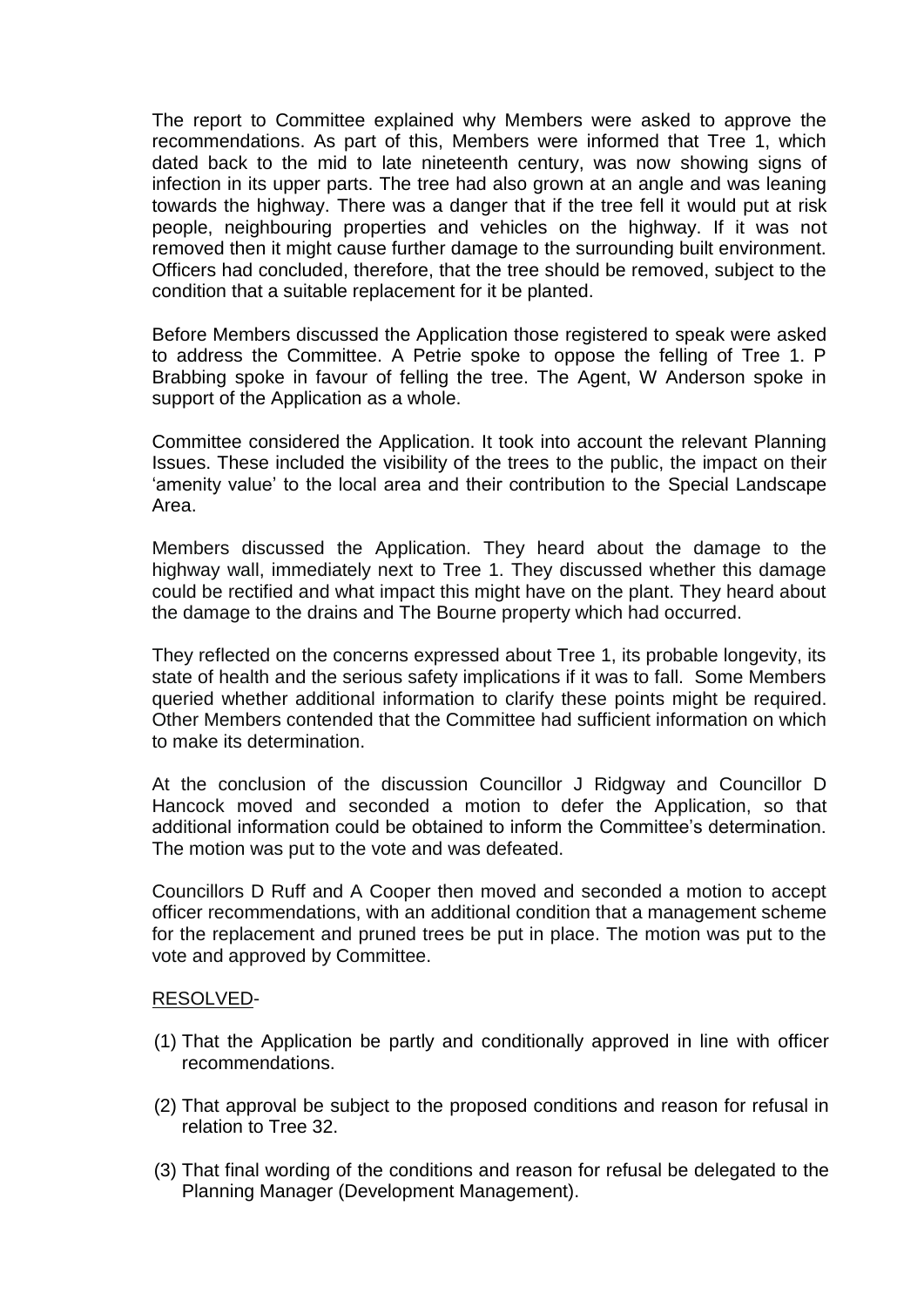The report to Committee explained why Members were asked to approve the recommendations. As part of this, Members were informed that Tree 1, which dated back to the mid to late nineteenth century, was now showing signs of infection in its upper parts. The tree had also grown at an angle and was leaning towards the highway. There was a danger that if the tree fell it would put at risk people, neighbouring properties and vehicles on the highway. If it was not removed then it might cause further damage to the surrounding built environment. Officers had concluded, therefore, that the tree should be removed, subject to the condition that a suitable replacement for it be planted.

Before Members discussed the Application those registered to speak were asked to address the Committee. A Petrie spoke to oppose the felling of Tree 1. P Brabbing spoke in favour of felling the tree. The Agent, W Anderson spoke in support of the Application as a whole.

Committee considered the Application. It took into account the relevant Planning Issues. These included the visibility of the trees to the public, the impact on their 'amenity value' to the local area and their contribution to the Special Landscape Area.

Members discussed the Application. They heard about the damage to the highway wall, immediately next to Tree 1. They discussed whether this damage could be rectified and what impact this might have on the plant. They heard about the damage to the drains and The Bourne property which had occurred.

They reflected on the concerns expressed about Tree 1, its probable longevity, its state of health and the serious safety implications if it was to fall. Some Members queried whether additional information to clarify these points might be required. Other Members contended that the Committee had sufficient information on which to make its determination.

At the conclusion of the discussion Councillor J Ridgway and Councillor D Hancock moved and seconded a motion to defer the Application, so that additional information could be obtained to inform the Committee's determination. The motion was put to the vote and was defeated.

Councillors D Ruff and A Cooper then moved and seconded a motion to accept officer recommendations, with an additional condition that a management scheme for the replacement and pruned trees be put in place. The motion was put to the vote and approved by Committee.

RESOLVED-

(1) That the Application be partly and conditionally approved in line with officer recommendations.

(2) That approval be subject to the proposed conditions and reason for refusal in relation to Tree 32.

(3) That final wording of the conditions and reason for refusal be delegated to the Planning Manager (Development Management).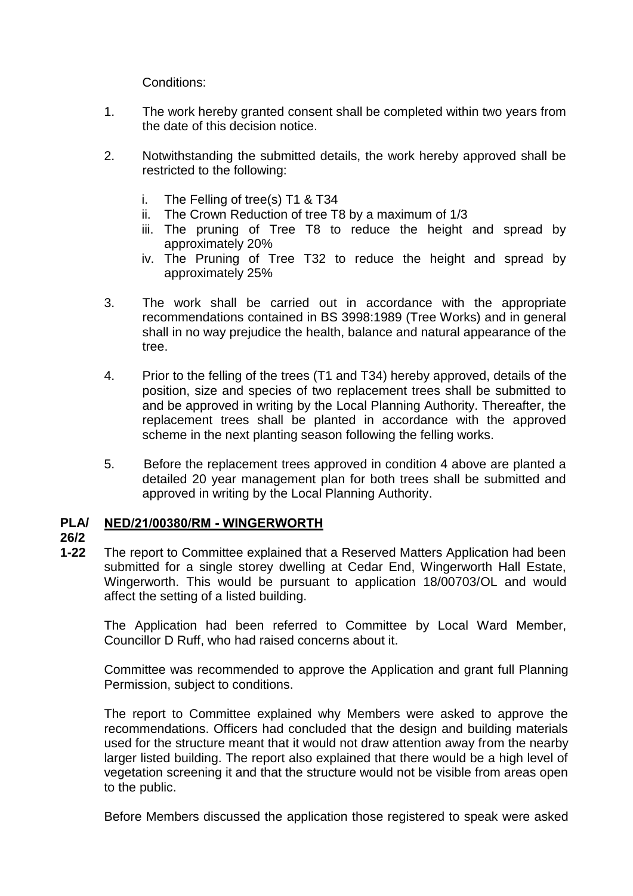Conditions:

1. The work hereby granted consent shall be completed within two years from the date of this decision notice.

2. Notwithstanding the submitted details, the work hereby approved shall be restricted to the following:

   i. The Felling of tree(s) T1 & T34
   ii. The Crown Reduction of tree T8 by a maximum of 1/3
   iii. The pruning of Tree T8 to reduce the height and spread by approximately 20%
   iv. The Pruning of Tree T32 to reduce the height and spread by approximately 25%

3. The work shall be carried out in accordance with the appropriate recommendations contained in BS 3998:1989 (Tree Works) and in general shall in no way prejudice the health, balance and natural appearance of the tree.

4. Prior to the felling of the trees (T1 and T34) hereby approved, details of the position, size and species of two replacement trees shall be submitted to and be approved in writing by the Local Planning Authority. Thereafter, the replacement trees shall be planted in accordance with the approved scheme in the next planting season following the felling works.

5. Before the replacement trees approved in condition 4 above are planted a detailed 20 year management plan for both trees shall be submitted and approved in writing by the Local Planning Authority.

**PLA/26/21-22** **NED/21/00380/RM - WINGERWORTH**

The report to Committee explained that a Reserved Matters Application had been submitted for a single storey dwelling at Cedar End, Wingerworth Hall Estate, Wingerworth. This would be pursuant to application 18/00703/OL and would affect the setting of a listed building.

The Application had been referred to Committee by Local Ward Member, Councillor D Ruff, who had raised concerns about it.

Committee was recommended to approve the Application and grant full Planning Permission, subject to conditions.

The report to Committee explained why Members were asked to approve the recommendations. Officers had concluded that the design and building materials used for the structure meant that it would not draw attention away from the nearby larger listed building. The report also explained that there would be a high level of vegetation screening it and that the structure would not be visible from areas open to the public.

Before Members discussed the application those registered to speak were asked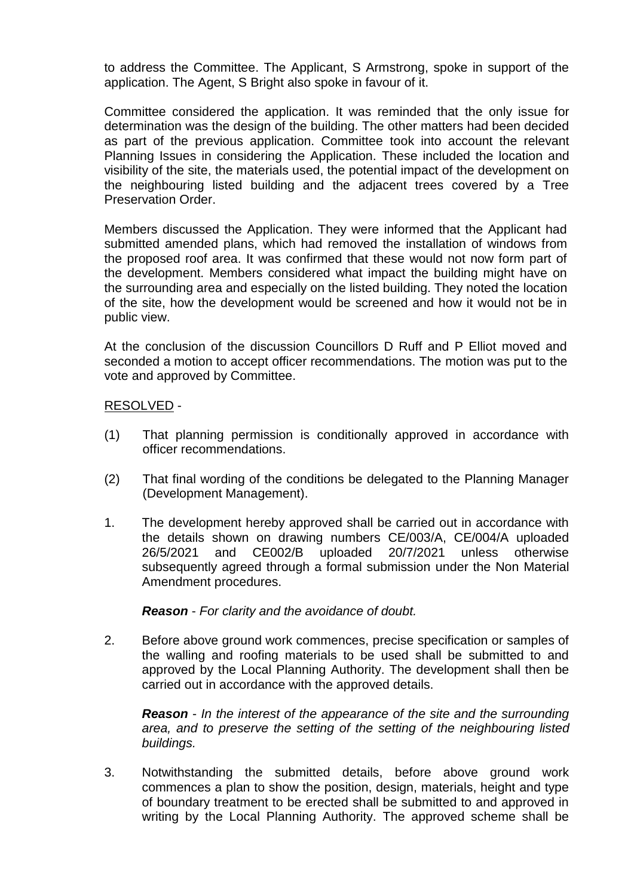to address the Committee. The Applicant, S Armstrong, spoke in support of the application. The Agent, S Bright also spoke in favour of it.

Committee considered the application. It was reminded that the only issue for determination was the design of the building. The other matters had been decided as part of the previous application. Committee took into account the relevant Planning Issues in considering the Application. These included the location and visibility of the site, the materials used, the potential impact of the development on the neighbouring listed building and the adjacent trees covered by a Tree Preservation Order.

Members discussed the Application. They were informed that the Applicant had submitted amended plans, which had removed the installation of windows from the proposed roof area. It was confirmed that these would not now form part of the development. Members considered what impact the building might have on the surrounding area and especially on the listed building. They noted the location of the site, how the development would be screened and how it would not be in public view.

At the conclusion of the discussion Councillors D Ruff and P Elliot moved and seconded a motion to accept officer recommendations. The motion was put to the vote and approved by Committee.

RESOLVED -

(1) That planning permission is conditionally approved in accordance with officer recommendations.

(2) That final wording of the conditions be delegated to the Planning Manager (Development Management).

1. The development hereby approved shall be carried out in accordance with the details shown on drawing numbers CE/003/A, CE/004/A uploaded 26/5/2021 and CE002/B uploaded 20/7/2021 unless otherwise subsequently agreed through a formal submission under the Non Material Amendment procedures.

   ***Reason*** *- For clarity and the avoidance of doubt.*

2. Before above ground work commences, precise specification or samples of the walling and roofing materials to be used shall be submitted to and approved by the Local Planning Authority. The development shall then be carried out in accordance with the approved details.

   ***Reason*** *- In the interest of the appearance of the site and the surrounding area, and to preserve the setting of the setting of the neighbouring listed buildings.*

3. Notwithstanding the submitted details, before above ground work commences a plan to show the position, design, materials, height and type of boundary treatment to be erected shall be submitted to and approved in writing by the Local Planning Authority. The approved scheme shall be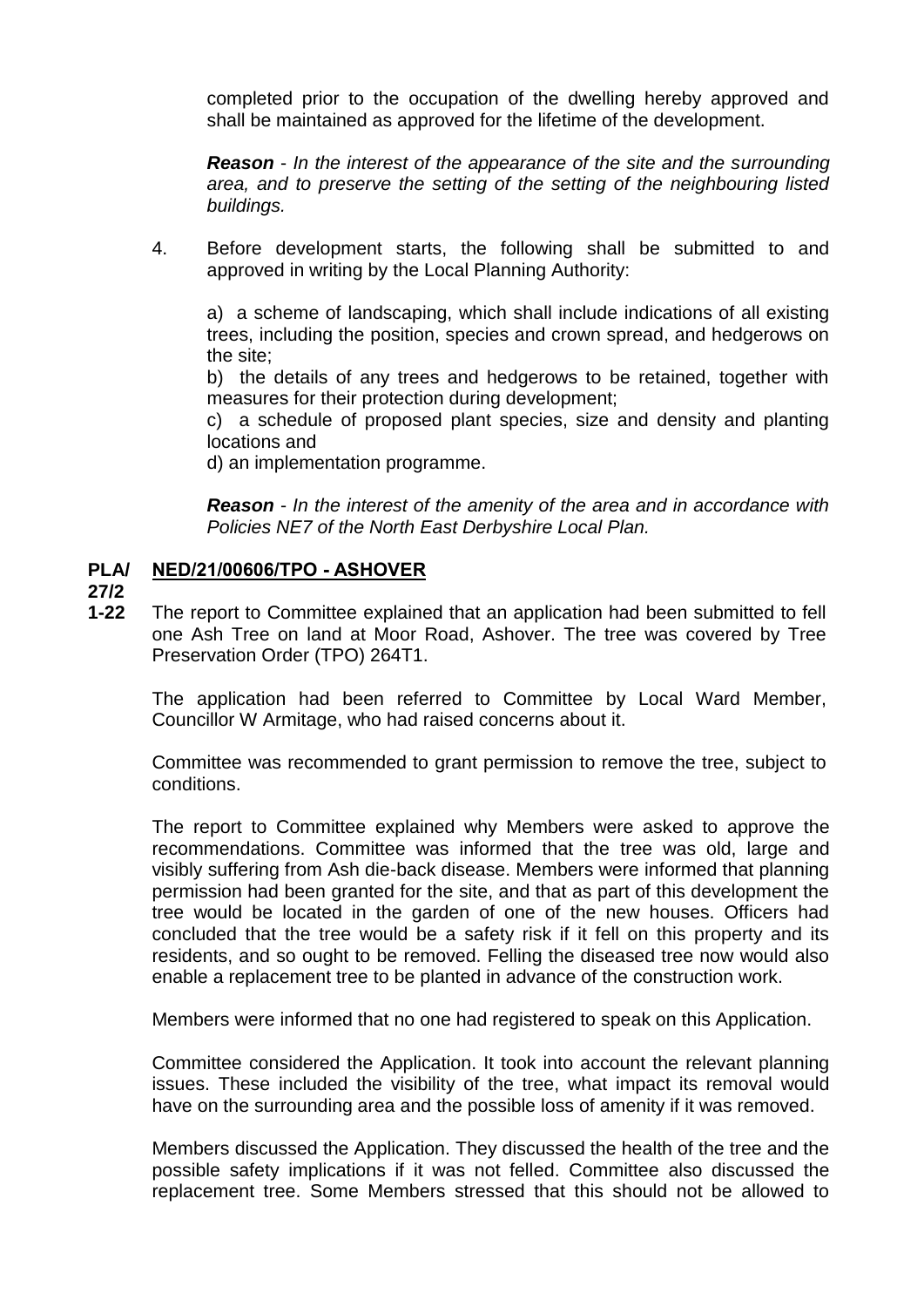completed prior to the occupation of the dwelling hereby approved and shall be maintained as approved for the lifetime of the development.

***Reason*** *- In the interest of the appearance of the site and the surrounding area, and to preserve the setting of the setting of the neighbouring listed buildings.*

4. Before development starts, the following shall be submitted to and approved in writing by the Local Planning Authority:

   a) a scheme of landscaping, which shall include indications of all existing trees, including the position, species and crown spread, and hedgerows on the site;

   b) the details of any trees and hedgerows to be retained, together with measures for their protection during development;

   c) a schedule of proposed plant species, size and density and planting locations and

   d) an implementation programme.

   ***Reason*** *- In the interest of the amenity of the area and in accordance with Policies NE7 of the North East Derbyshire Local Plan.*

**PLA/27/21-22** **NED/21/00606/TPO - ASHOVER**

The report to Committee explained that an application had been submitted to fell one Ash Tree on land at Moor Road, Ashover. The tree was covered by Tree Preservation Order (TPO) 264T1.

The application had been referred to Committee by Local Ward Member, Councillor W Armitage, who had raised concerns about it.

Committee was recommended to grant permission to remove the tree, subject to conditions.

The report to Committee explained why Members were asked to approve the recommendations. Committee was informed that the tree was old, large and visibly suffering from Ash die-back disease. Members were informed that planning permission had been granted for the site, and that as part of this development the tree would be located in the garden of one of the new houses. Officers had concluded that the tree would be a safety risk if it fell on this property and its residents, and so ought to be removed. Felling the diseased tree now would also enable a replacement tree to be planted in advance of the construction work.

Members were informed that no one had registered to speak on this Application.

Committee considered the Application. It took into account the relevant planning issues. These included the visibility of the tree, what impact its removal would have on the surrounding area and the possible loss of amenity if it was removed.

Members discussed the Application. They discussed the health of the tree and the possible safety implications if it was not felled. Committee also discussed the replacement tree. Some Members stressed that this should not be allowed to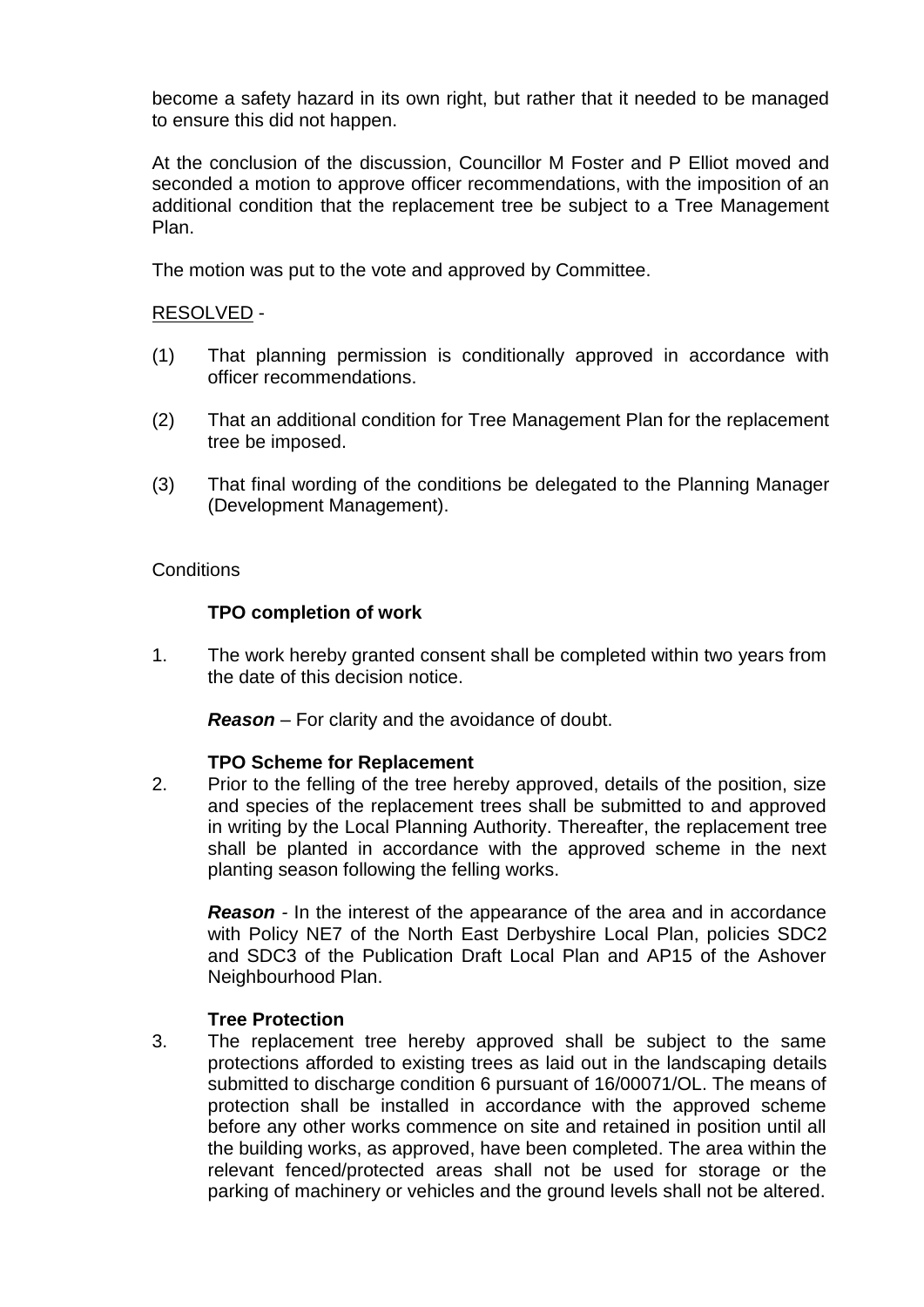become a safety hazard in its own right, but rather that it needed to be managed to ensure this did not happen.

At the conclusion of the discussion, Councillor M Foster and P Elliot moved and seconded a motion to approve officer recommendations, with the imposition of an additional condition that the replacement tree be subject to a Tree Management Plan.

The motion was put to the vote and approved by Committee.

<u>RESOLVED</u> -

(1) That planning permission is conditionally approved in accordance with officer recommendations.

(2) That an additional condition for Tree Management Plan for the replacement tree be imposed.

(3) That final wording of the conditions be delegated to the Planning Manager (Development Management).

Conditions

**TPO completion of work**

1. The work hereby granted consent shall be completed within two years from the date of this decision notice.

   ***Reason*** – For clarity and the avoidance of doubt.

**TPO Scheme for Replacement**

2. Prior to the felling of the tree hereby approved, details of the position, size and species of the replacement trees shall be submitted to and approved in writing by the Local Planning Authority. Thereafter, the replacement tree shall be planted in accordance with the approved scheme in the next planting season following the felling works.

   ***Reason*** - In the interest of the appearance of the area and in accordance with Policy NE7 of the North East Derbyshire Local Plan, policies SDC2 and SDC3 of the Publication Draft Local Plan and AP15 of the Ashover Neighbourhood Plan.

**Tree Protection**

3. The replacement tree hereby approved shall be subject to the same protections afforded to existing trees as laid out in the landscaping details submitted to discharge condition 6 pursuant of 16/00071/OL. The means of protection shall be installed in accordance with the approved scheme before any other works commence on site and retained in position until all the building works, as approved, have been completed. The area within the relevant fenced/protected areas shall not be used for storage or the parking of machinery or vehicles and the ground levels shall not be altered.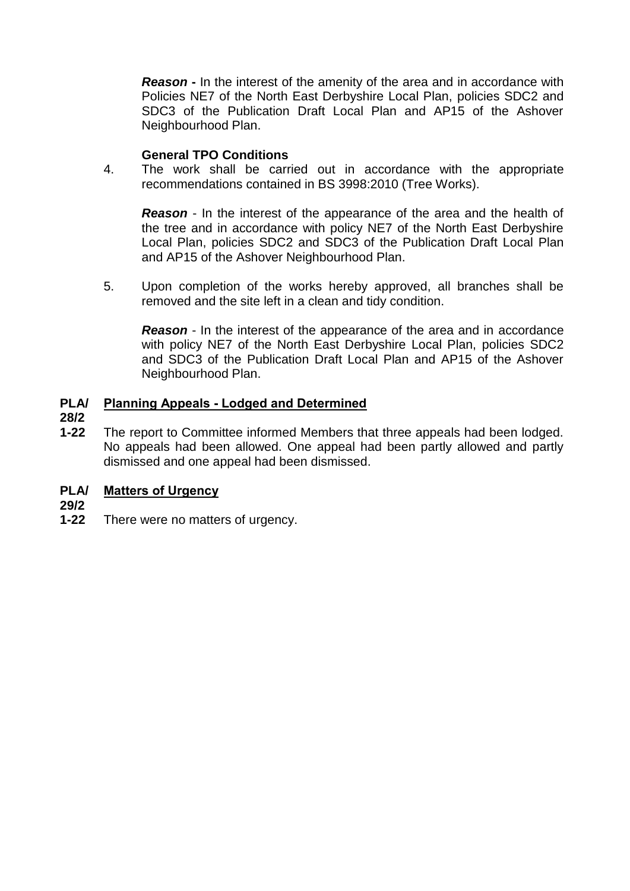***Reason*** **-** In the interest of the amenity of the area and in accordance with Policies NE7 of the North East Derbyshire Local Plan, policies SDC2 and SDC3 of the Publication Draft Local Plan and AP15 of the Ashover Neighbourhood Plan.

**General TPO Conditions**

4. The work shall be carried out in accordance with the appropriate recommendations contained in BS 3998:2010 (Tree Works).

   ***Reason*** - In the interest of the appearance of the area and the health of the tree and in accordance with policy NE7 of the North East Derbyshire Local Plan, policies SDC2 and SDC3 of the Publication Draft Local Plan and AP15 of the Ashover Neighbourhood Plan.

5. Upon completion of the works hereby approved, all branches shall be removed and the site left in a clean and tidy condition.

   ***Reason*** - In the interest of the appearance of the area and in accordance with policy NE7 of the North East Derbyshire Local Plan, policies SDC2 and SDC3 of the Publication Draft Local Plan and AP15 of the Ashover Neighbourhood Plan.

**PLA/28/21-22** **Planning Appeals - Lodged and Determined**

The report to Committee informed Members that three appeals had been lodged. No appeals had been allowed. One appeal had been partly allowed and partly dismissed and one appeal had been dismissed.

**PLA/29/21-22** **Matters of Urgency**

There were no matters of urgency.